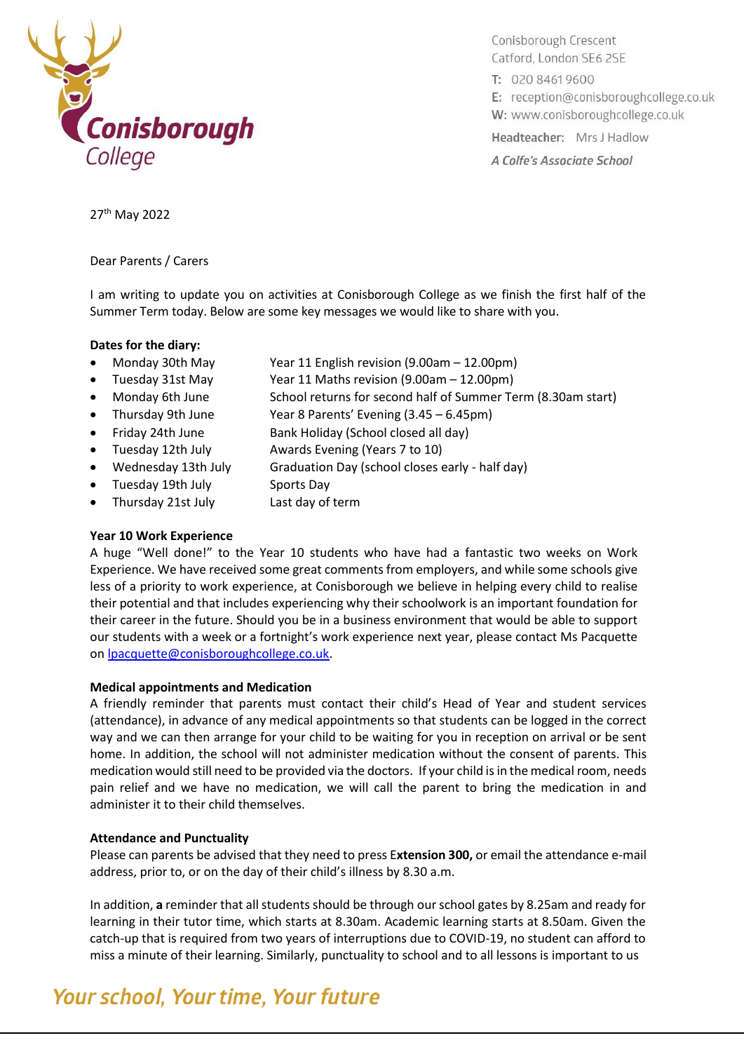Conisborough College

Conisborough Crescent
Catford, London SE6 2SE
T: 020 8461 9600
E: reception@conisboroughcollege.co.uk
W: www.conisboroughcollege.co.uk
Headteacher: Mrs J Hadlow
*A Colfe's Associate School*

27th May 2022

Dear Parents / Carers

I am writing to update you on activities at Conisborough College as we finish the first half of the Summer Term today. Below are some key messages we would like to share with you.

**Dates for the diary:**

- Monday 30th May — Year 11 English revision (9.00am – 12.00pm)
- Tuesday 31st May — Year 11 Maths revision (9.00am – 12.00pm)
- Monday 6th June — School returns for second half of Summer Term (8.30am start)
- Thursday 9th June — Year 8 Parents' Evening (3.45 – 6.45pm)
- Friday 24th June — Bank Holiday (School closed all day)
- Tuesday 12th July — Awards Evening (Years 7 to 10)
- Wednesday 13th July — Graduation Day (school closes early - half day)
- Tuesday 19th July — Sports Day
- Thursday 21st July — Last day of term

**Year 10 Work Experience**

A huge "Well done!" to the Year 10 students who have had a fantastic two weeks on Work Experience. We have received some great comments from employers, and while some schools give less of a priority to work experience, at Conisborough we believe in helping every child to realise their potential and that includes experiencing why their schoolwork is an important foundation for their career in the future. Should you be in a business environment that would be able to support our students with a week or a fortnight's work experience next year, please contact Ms Pacquette on lpacquette@conisboroughcollege.co.uk.

**Medical appointments and Medication**

A friendly reminder that parents must contact their child's Head of Year and student services (attendance), in advance of any medical appointments so that students can be logged in the correct way and we can then arrange for your child to be waiting for you in reception on arrival or be sent home. In addition, the school will not administer medication without the consent of parents. This medication would still need to be provided via the doctors. If your child is in the medical room, needs pain relief and we have no medication, we will call the parent to bring the medication in and administer it to their child themselves.

**Attendance and Punctuality**

Please can parents be advised that they need to press E**xtension 300,** or email the attendance e-mail address, prior to, or on the day of their child's illness by 8.30 a.m.

In addition, **a** reminder that all students should be through our school gates by 8.25am and ready for learning in their tutor time, which starts at 8.30am. Academic learning starts at 8.50am. Given the catch-up that is required from two years of interruptions due to COVID-19, no student can afford to miss a minute of their learning. Similarly, punctuality to school and to all lessons is important to us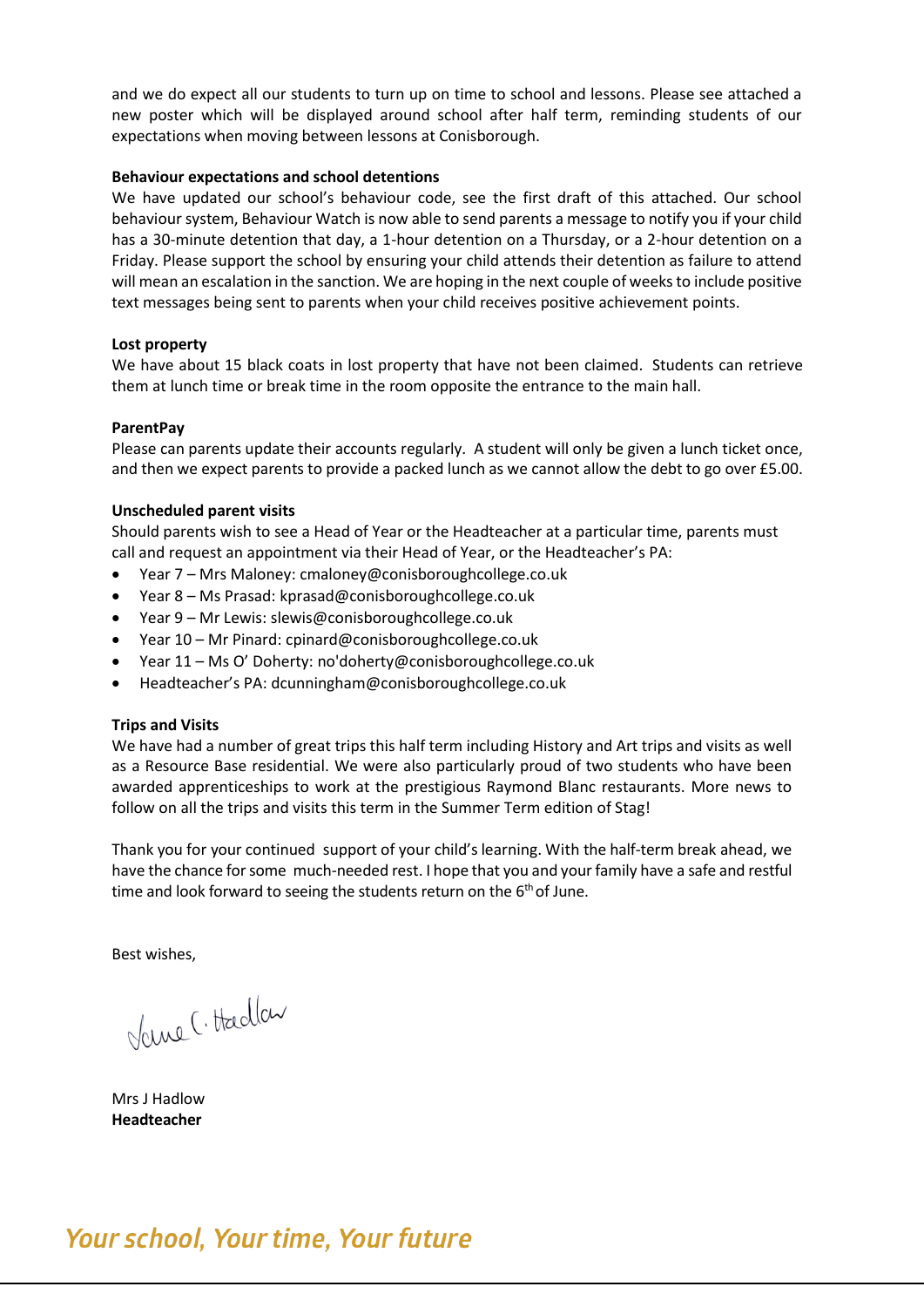and we do expect all our students to turn up on time to school and lessons. Please see attached a new poster which will be displayed around school after half term, reminding students of our expectations when moving between lessons at Conisborough.

**Behaviour expectations and school detentions**

We have updated our school's behaviour code, see the first draft of this attached. Our school behaviour system, Behaviour Watch is now able to send parents a message to notify you if your child has a 30-minute detention that day, a 1-hour detention on a Thursday, or a 2-hour detention on a Friday. Please support the school by ensuring your child attends their detention as failure to attend will mean an escalation in the sanction. We are hoping in the next couple of weeks to include positive text messages being sent to parents when your child receives positive achievement points.

**Lost property**

We have about 15 black coats in lost property that have not been claimed. Students can retrieve them at lunch time or break time in the room opposite the entrance to the main hall.

**ParentPay**

Please can parents update their accounts regularly. A student will only be given a lunch ticket once, and then we expect parents to provide a packed lunch as we cannot allow the debt to go over £5.00.

**Unscheduled parent visits**

Should parents wish to see a Head of Year or the Headteacher at a particular time, parents must call and request an appointment via their Head of Year, or the Headteacher's PA:

- Year 7 – Mrs Maloney: cmaloney@conisboroughcollege.co.uk
- Year 8 – Ms Prasad: kprasad@conisboroughcollege.co.uk
- Year 9 – Mr Lewis: slewis@conisboroughcollege.co.uk
- Year 10 – Mr Pinard: cpinard@conisboroughcollege.co.uk
- Year 11 – Ms O' Doherty: no'doherty@conisboroughcollege.co.uk
- Headteacher's PA: dcunningham@conisboroughcollege.co.uk

**Trips and Visits**

We have had a number of great trips this half term including History and Art trips and visits as well as a Resource Base residential. We were also particularly proud of two students who have been awarded apprenticeships to work at the prestigious Raymond Blanc restaurants. More news to follow on all the trips and visits this term in the Summer Term edition of Stag!

Thank you for your continued support of your child's learning. With the half-term break ahead, we have the chance for some much-needed rest. I hope that you and your family have a safe and restful time and look forward to seeing the students return on the 6th of June.

Best wishes,

Jane C. Hadlow

Mrs J Hadlow
**Headteacher**

*Your school, Your time, Your future*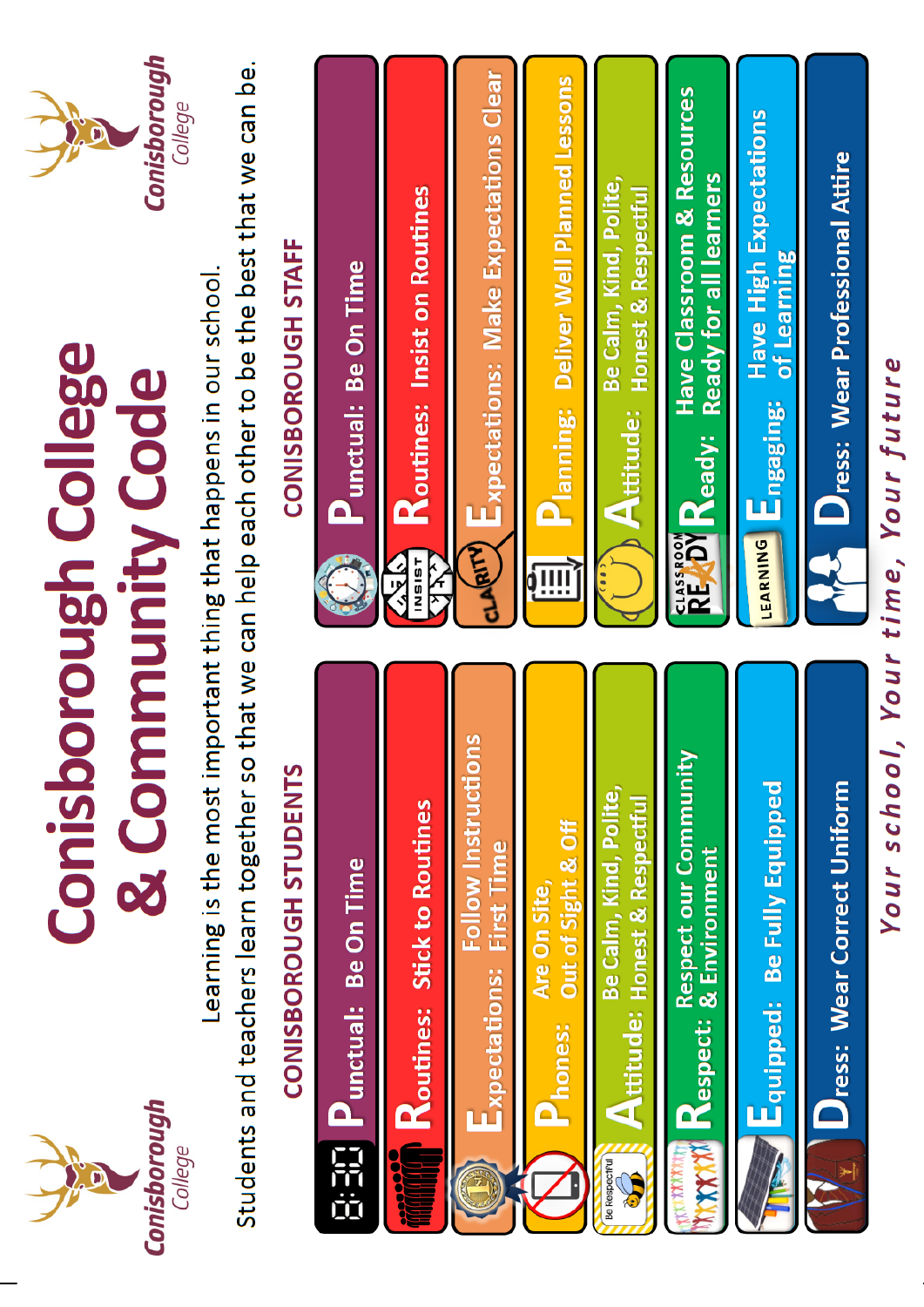# Conisborough College & Community Code

Learning is the most important thing that happens in our school.

Students and teachers learn together so that we can help each other to be the best that we can be.

## CONISBOROUGH STUDENTS

- **P**unctual: Be On Time
- **R**outines: Stick to Routines
- **E**xpectations: Follow Instructions First Time
- **P**hones: Are On Site, Out of Sight & Off
- **A**ttitude: Be Calm, Kind, Polite, Honest & Respectful
- **R**espect: Respect our Community & Environment
- **E**quipped: Be Fully Equipped
- **D**ress: Wear Correct Uniform

## CONISBOROUGH STAFF

- **P**unctual: Be On Time
- **R**outines: Insist on Routines
- **E**xpectations: Make Expectations Clear
- **P**lanning: Deliver Well Planned Lessons
- **A**ttitude: Be Calm, Kind, Polite, Honest & Respectful
- **R**eady: Have Classroom & Resources Ready for all learners
- **E**ngaging: Have High Expectations of Learning
- **D**ress: Wear Professional Attire

*Your school, Your time, Your future*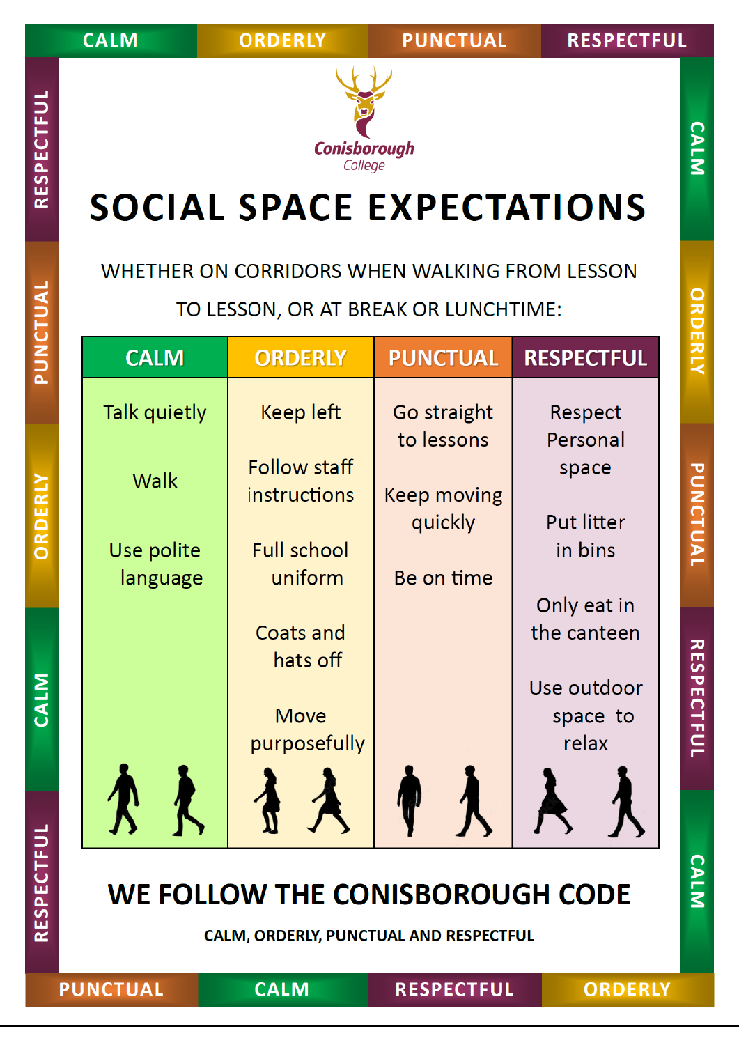Conisborough College

# SOCIAL SPACE EXPECTATIONS

WHETHER ON CORRIDORS WHEN WALKING FROM LESSON TO LESSON, OR AT BREAK OR LUNCHTIME:

| CALM | ORDERLY | PUNCTUAL | RESPECTFUL |
|---|---|---|---|
| Talk quietly | Keep left | Go straight to lessons | Respect Personal space |
| Walk | Follow staff instructions | Keep moving quickly | Put litter in bins |
| Use polite language | Full school uniform | Be on time | Only eat in the canteen |
| | Coats and hats off | | Use outdoor space to relax |
| | Move purposefully | | |

## WE FOLLOW THE CONISBOROUGH CODE

**CALM, ORDERLY, PUNCTUAL AND RESPECTFUL**